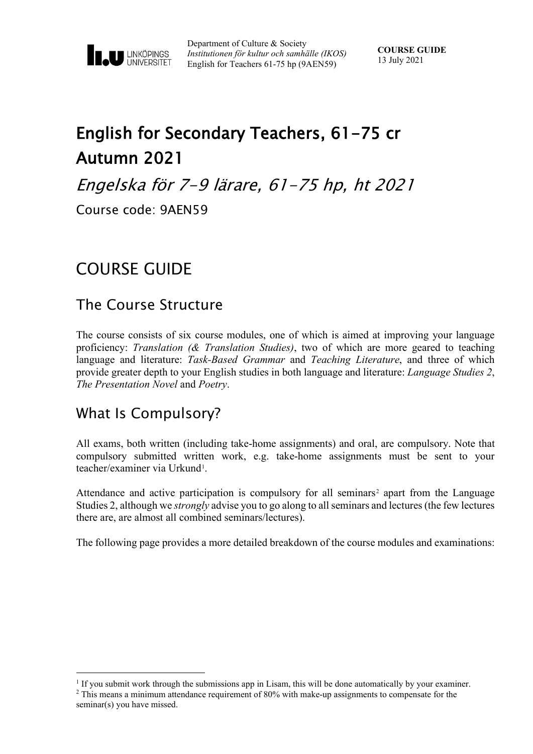Department of Culture & Society
*Institutionen för kultur och samhälle (IKOS)*
English for Teachers 61-75 hp (9AEN59)

**COURSE GUIDE**
13 July 2021

# English for Secondary Teachers, 61-75 cr Autumn 2021

## *Engelska för 7-9 lärare, 61-75 hp, ht 2021*

Course code: 9AEN59

# COURSE GUIDE

## The Course Structure

The course consists of six course modules, one of which is aimed at improving your language proficiency: *Translation (& Translation Studies)*, two of which are more geared to teaching language and literature: *Task-Based Grammar* and *Teaching Literature*, and three of which provide greater depth to your English studies in both language and literature: *Language Studies 2*, *The Presentation Novel* and *Poetry*.

## What Is Compulsory?

All exams, both written (including take-home assignments) and oral, are compulsory. Note that compulsory submitted written work, e.g. take-home assignments must be sent to your teacher/examiner via Urkund[1].

Attendance and active participation is compulsory for all seminars[2] apart from the Language Studies 2, although we *strongly* advise you to go along to all seminars and lectures (the few lectures there are, are almost all combined seminars/lectures).

The following page provides a more detailed breakdown of the course modules and examinations:

---

[1] If you submit work through the submissions app in Lisam, this will be done automatically by your examiner.

[2] This means a minimum attendance requirement of 80% with make-up assignments to compensate for the seminar(s) you have missed.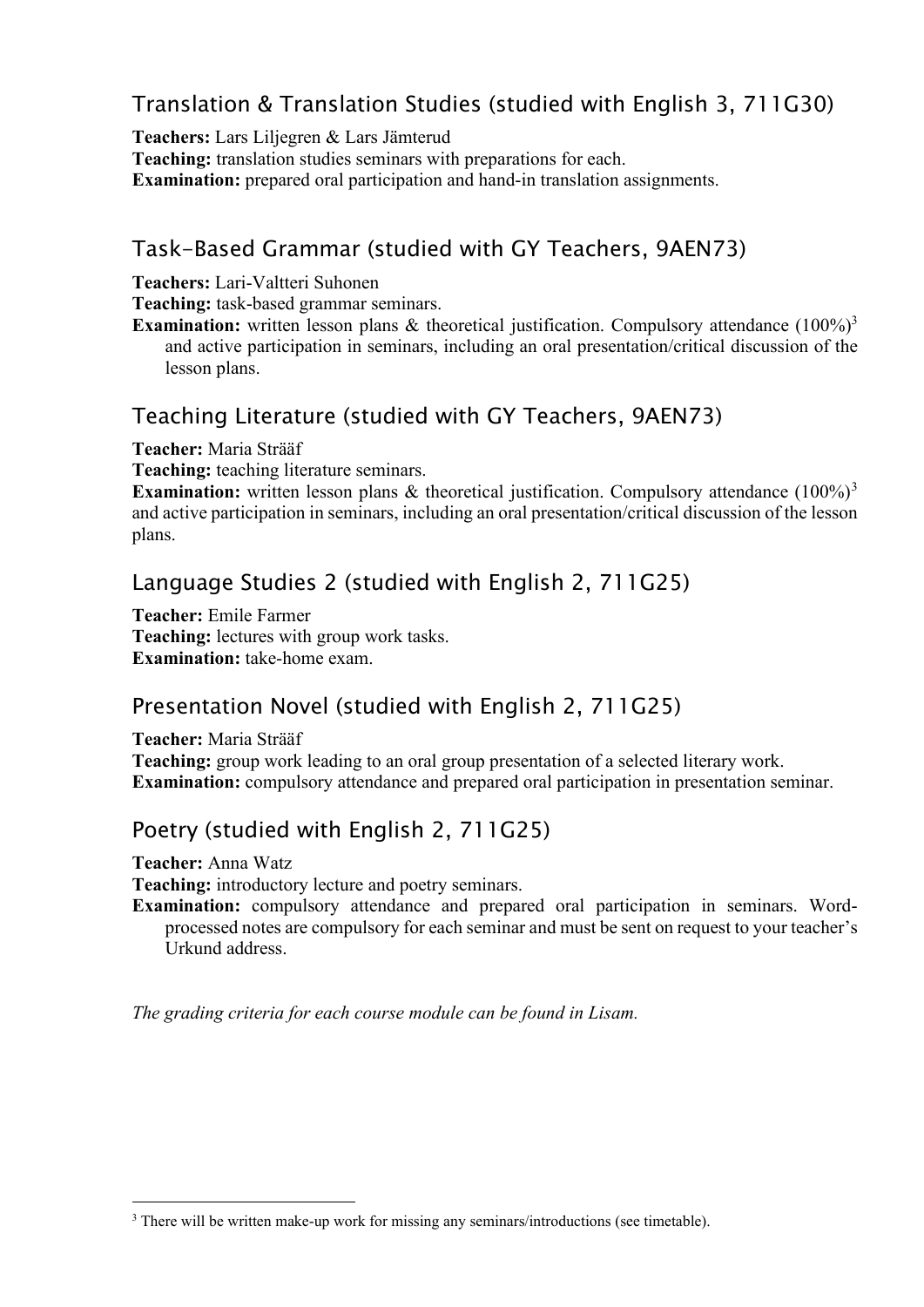## Translation & Translation Studies (studied with English 3, 711G30)

**Teachers:** Lars Liljegren & Lars Jämterud
**Teaching:** translation studies seminars with preparations for each.
**Examination:** prepared oral participation and hand-in translation assignments.

## Task-Based Grammar (studied with GY Teachers, 9AEN73)

**Teachers:** Lari-Valtteri Suhonen
**Teaching:** task-based grammar seminars.
**Examination:** written lesson plans & theoretical justification. Compulsory attendance (100%)[3] and active participation in seminars, including an oral presentation/critical discussion of the lesson plans.

## Teaching Literature (studied with GY Teachers, 9AEN73)

**Teacher:** Maria Strääf
**Teaching:** teaching literature seminars.
**Examination:** written lesson plans & theoretical justification. Compulsory attendance (100%)[3] and active participation in seminars, including an oral presentation/critical discussion of the lesson plans.

## Language Studies 2 (studied with English 2, 711G25)

**Teacher:** Emile Farmer
**Teaching:** lectures with group work tasks.
**Examination:** take-home exam.

## Presentation Novel (studied with English 2, 711G25)

**Teacher:** Maria Strääf
**Teaching:** group work leading to an oral group presentation of a selected literary work.
**Examination:** compulsory attendance and prepared oral participation in presentation seminar.

## Poetry (studied with English 2, 711G25)

**Teacher:** Anna Watz
**Teaching:** introductory lecture and poetry seminars.
**Examination:** compulsory attendance and prepared oral participation in seminars. Word-processed notes are compulsory for each seminar and must be sent on request to your teacher's Urkund address.

*The grading criteria for each course module can be found in Lisam.*

[3] There will be written make-up work for missing any seminars/introductions (see timetable).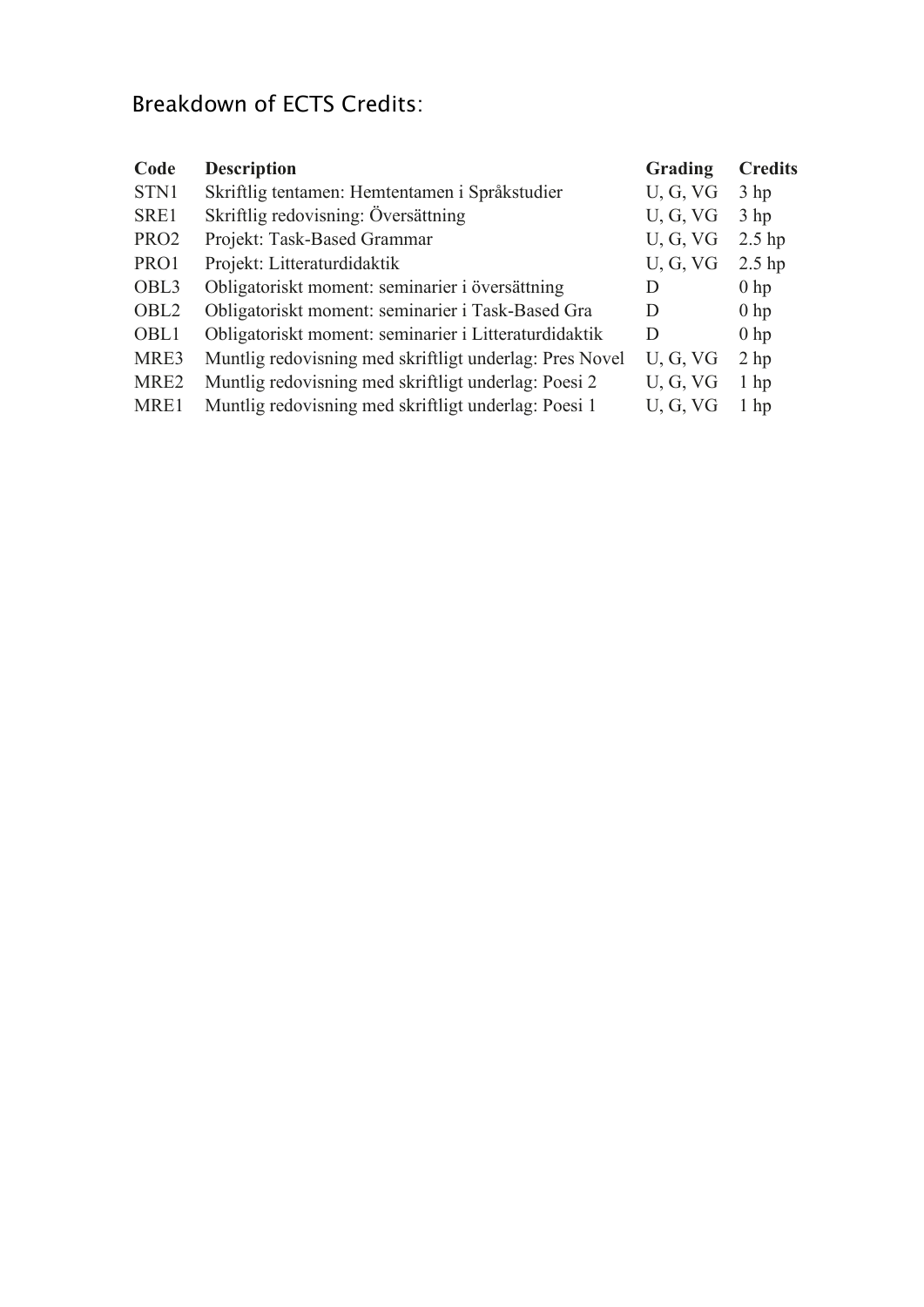## Breakdown of ECTS Credits:

| Code | Description | Grading | Credits |
|---|---|---|---|
| STN1 | Skriftlig tentamen: Hemtentamen i Språkstudier | U, G, VG | 3 hp |
| SRE1 | Skriftlig redovisning: Översättning | U, G, VG | 3 hp |
| PRO2 | Projekt: Task-Based Grammar | U, G, VG | 2.5 hp |
| PRO1 | Projekt: Litteraturdidaktik | U, G, VG | 2.5 hp |
| OBL3 | Obligatoriskt moment: seminarier i översättning | D | 0 hp |
| OBL2 | Obligatoriskt moment: seminarier i Task-Based Gra | D | 0 hp |
| OBL1 | Obligatoriskt moment: seminarier i Litteraturdidaktik | D | 0 hp |
| MRE3 | Muntlig redovisning med skriftligt underlag: Pres Novel | U, G, VG | 2 hp |
| MRE2 | Muntlig redovisning med skriftligt underlag: Poesi 2 | U, G, VG | 1 hp |
| MRE1 | Muntlig redovisning med skriftligt underlag: Poesi 1 | U, G, VG | 1 hp |